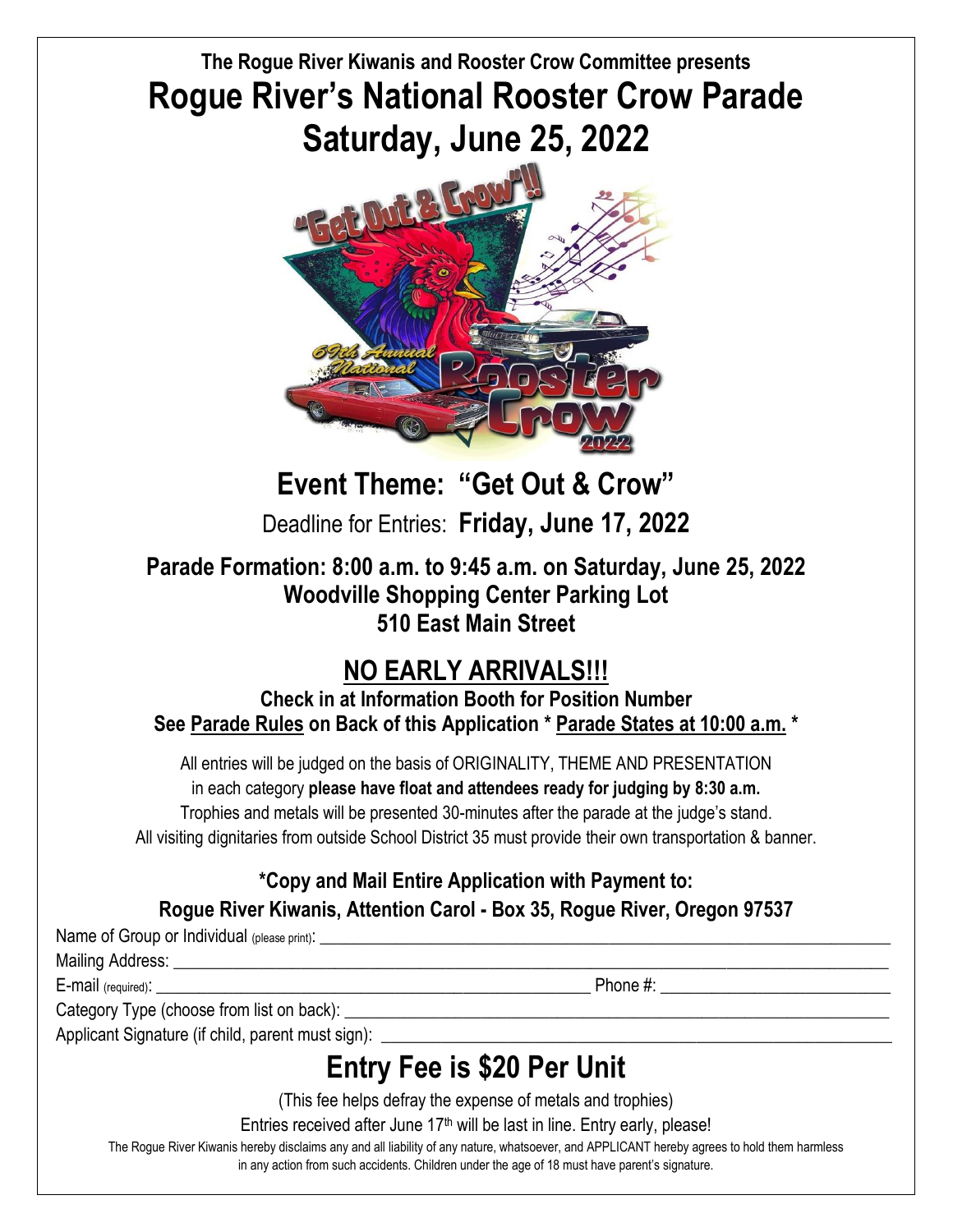**The Rogue River Kiwanis and Rooster Crow Committee presents**

# Rogue River's National Rooster Crow Parade

# Saturday, June 25, 2022

## Event Theme: "Get Out & Crow"

Deadline for Entries: **Friday, June 17, 2022**

**Parade Formation: 8:00 a.m. to 9:45 a.m. on Saturday, June 25, 2022**
**Woodville Shopping Center Parking Lot**
**510 East Main Street**

## NO EARLY ARRIVALS!!!

**Check in at Information Booth for Position Number**
**See Parade Rules on Back of this Application * Parade States at 10:00 a.m. ***

All entries will be judged on the basis of ORIGINALITY, THEME AND PRESENTATION in each category **please have float and attendees ready for judging by 8:30 a.m.**
Trophies and metals will be presented 30-minutes after the parade at the judge's stand.
All visiting dignitaries from outside School District 35 must provide their own transportation & banner.

**\*Copy and Mail Entire Application with Payment to:**
**Rogue River Kiwanis, Attention Carol - Box 35, Rogue River, Oregon 97537**

Name of Group or Individual (please print): ______________________________

Mailing Address: ______________________________

E-mail (required): ______________________________ Phone #: ______________________________

Category Type (choose from list on back): ______________________________

Applicant Signature (if child, parent must sign): ______________________________

## Entry Fee is $20 Per Unit

(This fee helps defray the expense of metals and trophies)

Entries received after June 17th will be last in line. Entry early, please!

The Rogue River Kiwanis hereby disclaims any and all liability of any nature, whatsoever, and APPLICANT hereby agrees to hold them harmless in any action from such accidents. Children under the age of 18 must have parent's signature.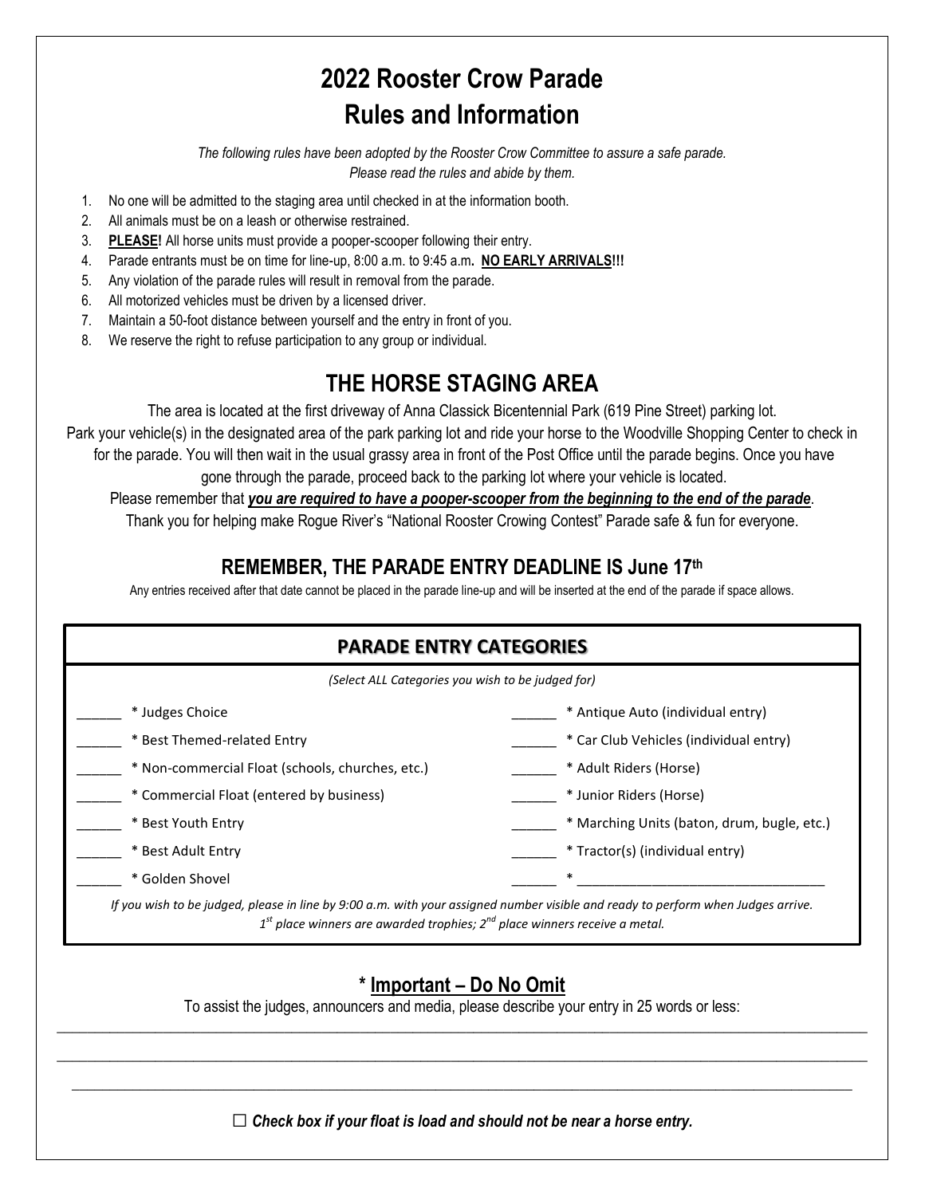# 2022 Rooster Crow Parade
# Rules and Information

*The following rules have been adopted by the Rooster Crow Committee to assure a safe parade.*
*Please read the rules and abide by them.*

1. No one will be admitted to the staging area until checked in at the information booth.
2. All animals must be on a leash or otherwise restrained.
3. **PLEASE!** All horse units must provide a pooper-scooper following their entry.
4. Parade entrants must be on time for line-up, 8:00 a.m. to 9:45 a.m**. NO EARLY ARRIVALS!!!**
5. Any violation of the parade rules will result in removal from the parade.
6. All motorized vehicles must be driven by a licensed driver.
7. Maintain a 50-foot distance between yourself and the entry in front of you.
8. We reserve the right to refuse participation to any group or individual.

## THE HORSE STAGING AREA

The area is located at the first driveway of Anna Classick Bicentennial Park (619 Pine Street) parking lot.
Park your vehicle(s) in the designated area of the park parking lot and ride your horse to the Woodville Shopping Center to check in for the parade. You will then wait in the usual grassy area in front of the Post Office until the parade begins. Once you have gone through the parade, proceed back to the parking lot where your vehicle is located.

Please remember that ***you are required to have a pooper-scooper from the beginning to the end of the parade***.

Thank you for helping make Rogue River's "National Rooster Crowing Contest" Parade safe & fun for everyone.

### REMEMBER, THE PARADE ENTRY DEADLINE IS June 17th

Any entries received after that date cannot be placed in the parade line-up and will be inserted at the end of the parade if space allows.

## PARADE ENTRY CATEGORIES

*(Select ALL Categories you wish to be judged for)*

______ * Judges Choice
______ * Best Themed-related Entry
______ * Non-commercial Float (schools, churches, etc.)
______ * Commercial Float (entered by business)
______ * Best Youth Entry
______ * Best Adult Entry
______ * Golden Shovel
______ * Antique Auto (individual entry)
______ * Car Club Vehicles (individual entry)
______ * Adult Riders (Horse)
______ * Junior Riders (Horse)
______ * Marching Units (baton, drum, bugle, etc.)
______ * Tractor(s) (individual entry)
______ * ________________________________

*If you wish to be judged, please in line by 9:00 a.m. with your assigned number visible and ready to perform when Judges arrive.*
*1st place winners are awarded trophies; 2nd place winners receive a metal.*

### * Important – Do No Omit

To assist the judges, announcers and media, please describe your entry in 25 words or less:

________________________________________________________________________________

________________________________________________________________________________

________________________________________________________________________________

☐ ***Check box if your float is load and should not be near a horse entry.***